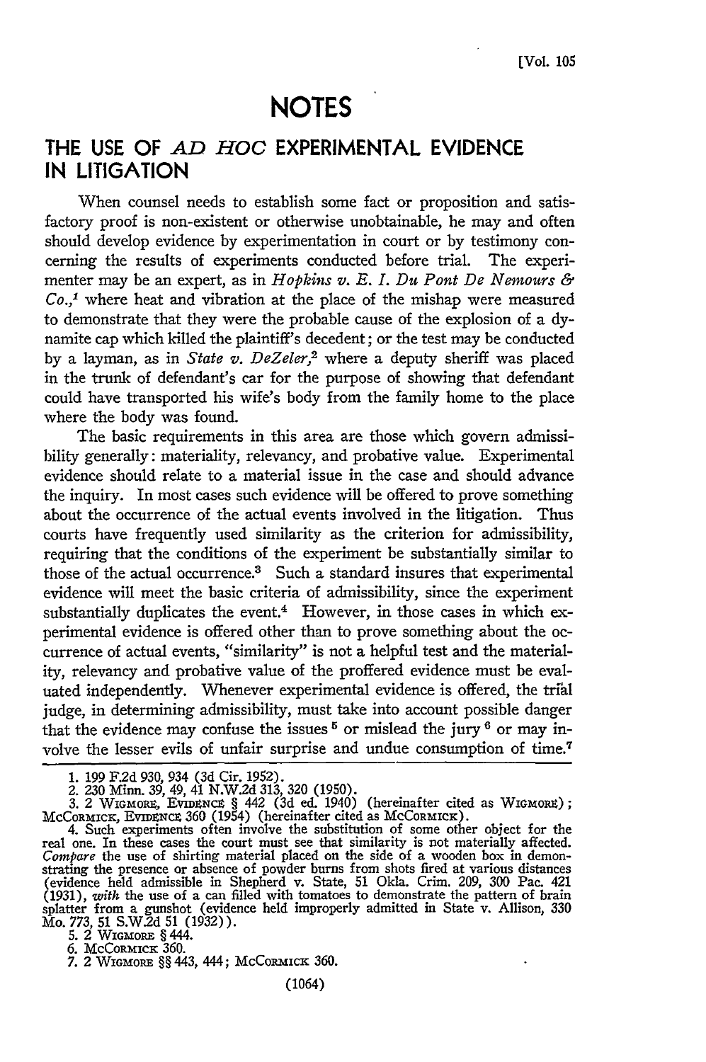# NOTES

## THE USE OF *AD HOC* EXPERIMENTAL EVIDENCE IN LITIGATION

When counsel needs to establish some fact or proposition and satisfactory proof is non-existent or otherwise unobtainable, he may and often should develop evidence by experimentation in court or by testimony concerning the results of experiments conducted before trial. The experimenter may be an expert, as in *Hopkins v. E. I. Du Pont De Nemours & Co.*,[1] where heat and vibration at the place of the mishap were measured to demonstrate that they were the probable cause of the explosion of a dynamite cap which killed the plaintiff's decedent; or the test may be conducted by a layman, as in *State v. DeZeler*,[2] where a deputy sheriff was placed in the trunk of defendant's car for the purpose of showing that defendant could have transported his wife's body from the family home to the place where the body was found.

The basic requirements in this area are those which govern admissibility generally: materiality, relevancy, and probative value. Experimental evidence should relate to a material issue in the case and should advance the inquiry. In most cases such evidence will be offered to prove something about the occurrence of the actual events involved in the litigation. Thus courts have frequently used similarity as the criterion for admissibility, requiring that the conditions of the experiment be substantially similar to those of the actual occurrence.[3] Such a standard insures that experimental evidence will meet the basic criteria of admissibility, since the experiment substantially duplicates the event.[4] However, in those cases in which experimental evidence is offered other than to prove something about the occurrence of actual events, "similarity" is not a helpful test and the materiality, relevancy and probative value of the proffered evidence must be evaluated independently. Whenever experimental evidence is offered, the trial judge, in determining admissibility, must take into account possible danger that the evidence may confuse the issues [5] or mislead the jury [6] or may involve the lesser evils of unfair surprise and undue consumption of time.[7]

---

1. 199 F.2d 930, 934 (3d Cir. 1952).
2. 230 Minn. 39, 49, 41 N.W.2d 313, 320 (1950).
3. 2 WIGMORE, EVIDENCE § 442 (3d ed. 1940) (hereinafter cited as WIGMORE); McCORMICK, EVIDENCE 360 (1954) (hereinafter cited as McCORMICK).
4. Such experiments often involve the substitution of some other object for the real one. In these cases the court must see that similarity is not materially affected. *Compare* the use of shirting material placed on the side of a wooden box in demonstrating the presence or absence of powder burns from shots fired at various distances (evidence held admissible in Shepherd v. State, 51 Okla. Crim. 209, 300 Pac. 421 (1931), *with* the use of a can filled with tomatoes to demonstrate the pattern of brain splatter from a gunshot (evidence held improperly admitted in State v. Allison, 330 Mo. 773, 51 S.W.2d 51 (1932)).
5. 2 WIGMORE § 444.
6. McCORMICK 360.
7. 2 WIGMORE §§ 443, 444; McCORMICK 360.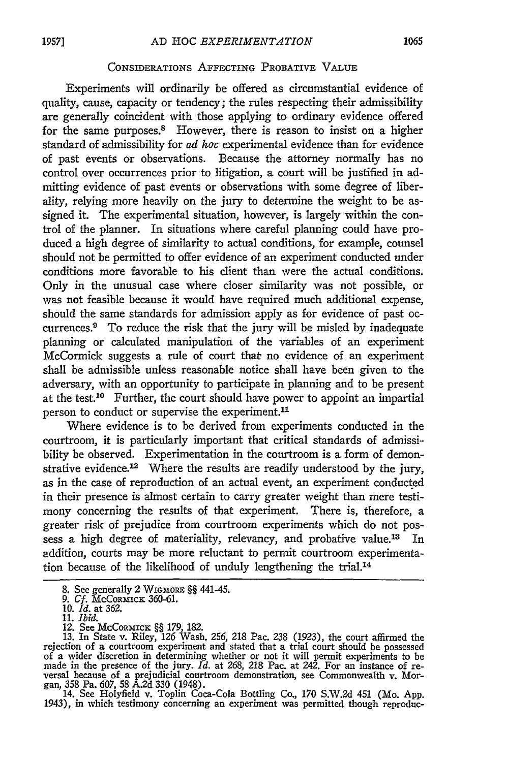## Considerations Affecting Probative Value

Experiments will ordinarily be offered as circumstantial evidence of quality, cause, capacity or tendency; the rules respecting their admissibility are generally coincident with those applying to ordinary evidence offered for the same purposes.[8] However, there is reason to insist on a higher standard of admissibility for *ad hoc* experimental evidence than for evidence of past events or observations. Because the attorney normally has no control over occurrences prior to litigation, a court will be justified in admitting evidence of past events or observations with some degree of liberality, relying more heavily on the jury to determine the weight to be assigned it. The experimental situation, however, is largely within the control of the planner. In situations where careful planning could have produced a high degree of similarity to actual conditions, for example, counsel should not be permitted to offer evidence of an experiment conducted under conditions more favorable to his client than were the actual conditions. Only in the unusual case where closer similarity was not possible, or was not feasible because it would have required much additional expense, should the same standards for admission apply as for evidence of past occurrences.[9] To reduce the risk that the jury will be misled by inadequate planning or calculated manipulation of the variables of an experiment McCormick suggests a rule of court that no evidence of an experiment shall be admissible unless reasonable notice shall have been given to the adversary, with an opportunity to participate in planning and to be present at the test.[10] Further, the court should have power to appoint an impartial person to conduct or supervise the experiment.[11]

Where evidence is to be derived from experiments conducted in the courtroom, it is particularly important that critical standards of admissibility be observed. Experimentation in the courtroom is a form of demonstrative evidence.[12] Where the results are readily understood by the jury, as in the case of reproduction of an actual event, an experiment conducted in their presence is almost certain to carry greater weight than mere testimony concerning the results of that experiment. There is, therefore, a greater risk of prejudice from courtroom experiments which do not possess a high degree of materiality, relevancy, and probative value.[13] In addition, courts may be more reluctant to permit courtroom experimentation because of the likelihood of unduly lengthening the trial.[14]

---

8. See generally 2 Wigmore §§ 441-45.

9. *Cf.* McCormick 360-61.

10. *Id.* at 362.

11. *Ibid.*

12. See McCormick §§ 179, 182.

13. In State v. Riley, 126 Wash. 256, 218 Pac. 238 (1923), the court affirmed the rejection of a courtroom experiment and stated that a trial court should be possessed of a wider discretion in determining whether or not it will permit experiments to be made in the presence of the jury. *Id.* at 268, 218 Pac. at 242. For an instance of reversal because of a prejudicial courtroom demonstration, see Commonwealth v. Morgan, 358 Pa. 607, 58 A.2d 330 (1948).

14. See Holyfield v. Toplin Coca-Cola Bottling Co., 170 S.W.2d 451 (Mo. App. 1943), in which testimony concerning an experiment was permitted though reproduc-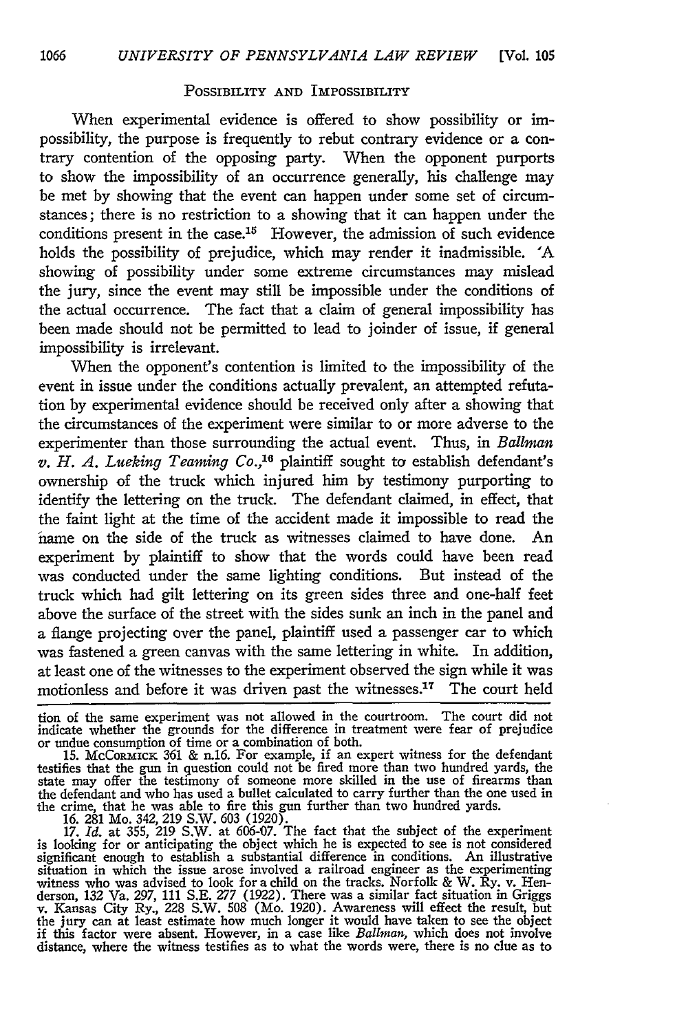## Possibility and Impossibility

When experimental evidence is offered to show possibility or impossibility, the purpose is frequently to rebut contrary evidence or a contrary contention of the opposing party. When the opponent purports to show the impossibility of an occurrence generally, his challenge may be met by showing that the event can happen under some set of circumstances; there is no restriction to a showing that it can happen under the conditions present in the case.[15] However, the admission of such evidence holds the possibility of prejudice, which may render it inadmissible. A showing of possibility under some extreme circumstances may mislead the jury, since the event may still be impossible under the conditions of the actual occurrence. The fact that a claim of general impossibility has been made should not be permitted to lead to joinder of issue, if general impossibility is irrelevant.

When the opponent's contention is limited to the impossibility of the event in issue under the conditions actually prevalent, an attempted refutation by experimental evidence should be received only after a showing that the circumstances of the experiment were similar to or more adverse to the experimenter than those surrounding the actual event. Thus, in *Ballman v. H. A. Lueking Teaming Co.*,[16] plaintiff sought to establish defendant's ownership of the truck which injured him by testimony purporting to identify the lettering on the truck. The defendant claimed, in effect, that the faint light at the time of the accident made it impossible to read the name on the side of the truck as witnesses claimed to have done. An experiment by plaintiff to show that the words could have been read was conducted under the same lighting conditions. But instead of the truck which had gilt lettering on its green sides three and one-half feet above the surface of the street with the sides sunk an inch in the panel and a flange projecting over the panel, plaintiff used a passenger car to which was fastened a green canvas with the same lettering in white. In addition, at least one of the witnesses to the experiment observed the sign while it was motionless and before it was driven past the witnesses.[17] The court held

---

tion of the same experiment was not allowed in the courtroom. The court did not indicate whether the grounds for the difference in treatment were fear of prejudice or undue consumption of time or a combination of both.

15. McCormick 361 & n.16. For example, if an expert witness for the defendant testifies that the gun in question could not be fired more than two hundred yards, the state may offer the testimony of someone more skilled in the use of firearms than the defendant and who has used a bullet calculated to carry further than the one used in the crime, that he was able to fire this gun further than two hundred yards.

16. 281 Mo. 342, 219 S.W. 603 (1920).

17. *Id.* at 355, 219 S.W. at 606-07. The fact that the subject of the experiment is looking for or anticipating the object which he is expected to see is not considered significant enough to establish a substantial difference in conditions. An illustrative situation in which the issue arose involved a railroad engineer as the experimenting witness who was advised to look for a child on the tracks. Norfolk & W. Ry. v. Henderson, 132 Va. 297, 111 S.E. 277 (1922). There was a similar fact situation in Griggs v. Kansas City Ry., 228 S.W. 508 (Mo. 1920). Awareness will effect the result, but the jury can at least estimate how much longer it would have taken to see the object if this factor were absent. However, in a case like *Ballman*, which does not involve distance, where the witness testifies as to what the words were, there is no clue as to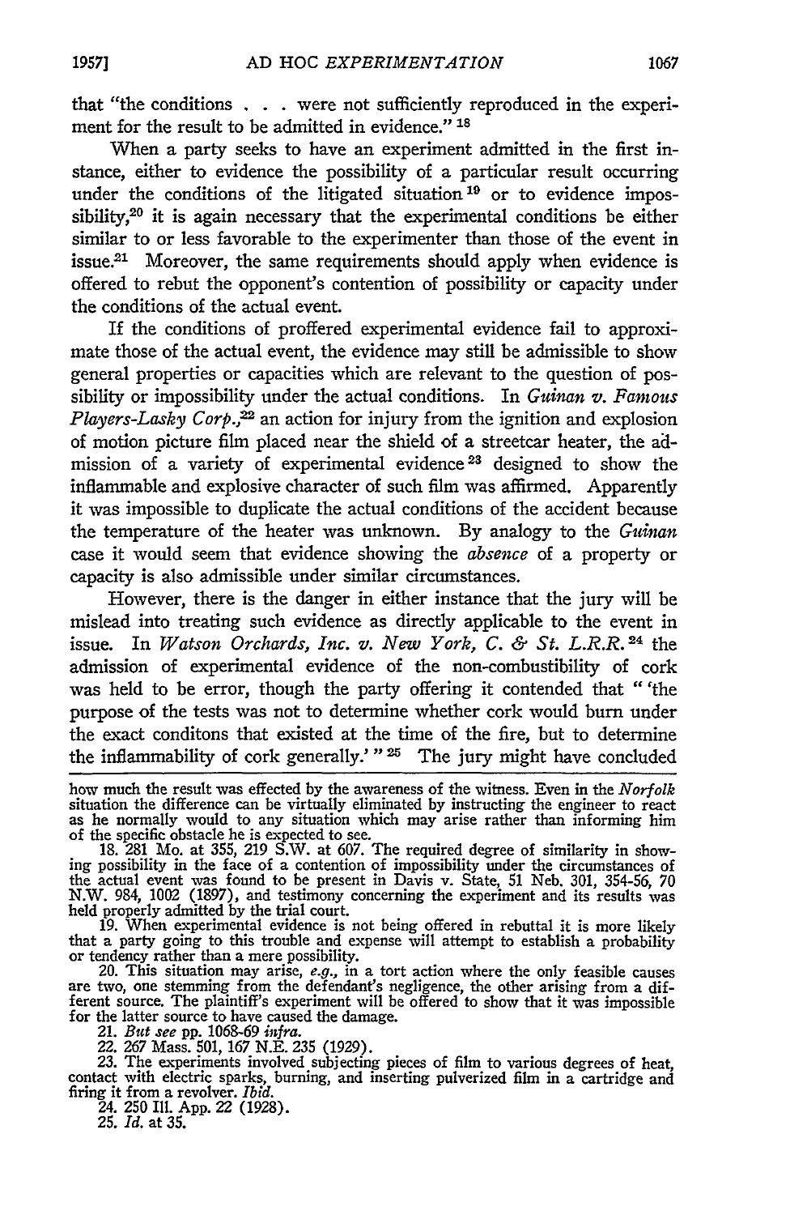that "the conditions . . . were not sufficiently reproduced in the experiment for the result to be admitted in evidence." [18]

When a party seeks to have an experiment admitted in the first instance, either to evidence the possibility of a particular result occurring under the conditions of the litigated situation [19] or to evidence impossibility,[20] it is again necessary that the experimental conditions be either similar to or less favorable to the experimenter than those of the event in issue.[21] Moreover, the same requirements should apply when evidence is offered to rebut the opponent's contention of possibility or capacity under the conditions of the actual event.

If the conditions of proffered experimental evidence fail to approximate those of the actual event, the evidence may still be admissible to show general properties or capacities which are relevant to the question of possibility or impossibility under the actual conditions. In *Guinan v. Famous Players-Lasky Corp.*,[22] an action for injury from the ignition and explosion of motion picture film placed near the shield of a streetcar heater, the admission of a variety of experimental evidence [23] designed to show the inflammable and explosive character of such film was affirmed. Apparently it was impossible to duplicate the actual conditions of the accident because the temperature of the heater was unknown. By analogy to the *Guinan* case it would seem that evidence showing the *absence* of a property or capacity is also admissible under similar circumstances.

However, there is the danger in either instance that the jury will be mislead into treating such evidence as directly applicable to the event in issue. In *Watson Orchards, Inc. v. New York, C. & St. L.R.R.* [24] the admission of experimental evidence of the non-combustibility of cork was held to be error, though the party offering it contended that " 'the purpose of the tests was not to determine whether cork would burn under the exact conditons that existed at the time of the fire, but to determine the inflammability of cork generally.' " [25] The jury might have concluded

---

how much the result was effected by the awareness of the witness. Even in the *Norfolk* situation the difference can be virtually eliminated by instructing the engineer to react as he normally would to any situation which may arise rather than informing him of the specific obstacle he is expected to see.

18. 281 Mo. at 355, 219 S.W. at 607. The required degree of similarity in showing possibility in the face of a contention of impossibility under the circumstances of the actual event was found to be present in Davis v. State, 51 Neb. 301, 354-56, 70 N.W. 984, 1002 (1897), and testimony concerning the experiment and its results was held properly admitted by the trial court.

19. When experimental evidence is not being offered in rebuttal it is more likely that a party going to this trouble and expense will attempt to establish a probability or tendency rather than a mere possibility.

20. This situation may arise, *e.g.*, in a tort action where the only feasible causes are two, one stemming from the defendant's negligence, the other arising from a different source. The plaintiff's experiment will be offered to show that it was impossible for the latter source to have caused the damage.

21. *But see* pp. 1068-69 *infra*.

22. 267 Mass. 501, 167 N.E. 235 (1929).

23. The experiments involved subjecting pieces of film to various degrees of heat, contact with electric sparks, burning, and inserting pulverized film in a cartridge and firing it from a revolver. *Ibid.*

24. 250 Ill. App. 22 (1928).

25. *Id.* at 35.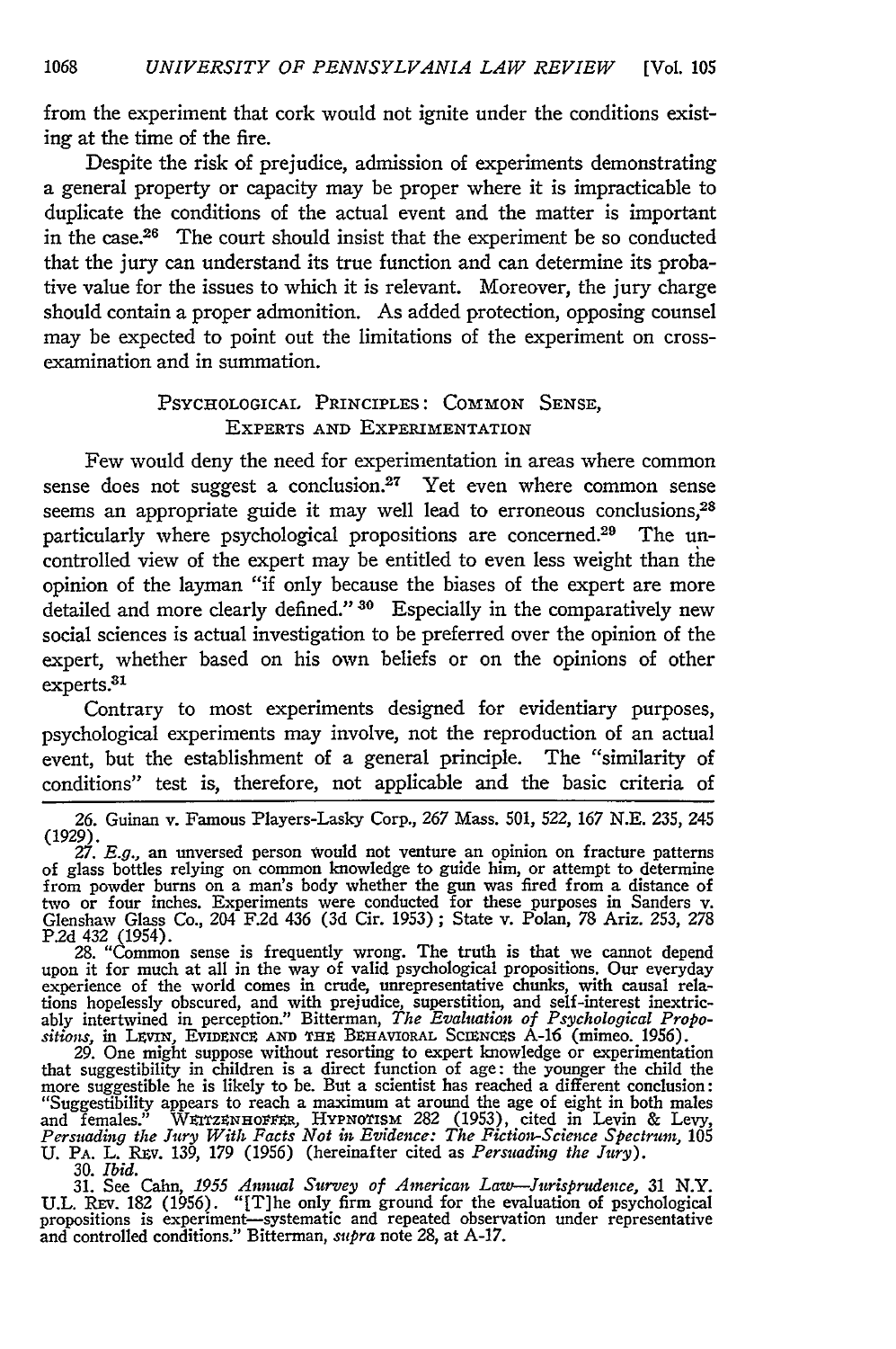from the experiment that cork would not ignite under the conditions existing at the time of the fire.

Despite the risk of prejudice, admission of experiments demonstrating a general property or capacity may be proper where it is impracticable to duplicate the conditions of the actual event and the matter is important in the case.[26] The court should insist that the experiment be so conducted that the jury can understand its true function and can determine its probative value for the issues to which it is relevant. Moreover, the jury charge should contain a proper admonition. As added protection, opposing counsel may be expected to point out the limitations of the experiment on cross-examination and in summation.

## PSYCHOLOGICAL PRINCIPLES: COMMON SENSE, EXPERTS AND EXPERIMENTATION

Few would deny the need for experimentation in areas where common sense does not suggest a conclusion.[27] Yet even where common sense seems an appropriate guide it may well lead to erroneous conclusions,[28] particularly where psychological propositions are concerned.[29] The uncontrolled view of the expert may be entitled to even less weight than the opinion of the layman "if only because the biases of the expert are more detailed and more clearly defined."[30] Especially in the comparatively new social sciences is actual investigation to be preferred over the opinion of the expert, whether based on his own beliefs or on the opinions of other experts.[31]

Contrary to most experiments designed for evidentiary purposes, psychological experiments may involve, not the reproduction of an actual event, but the establishment of a general principle. The "similarity of conditions" test is, therefore, not applicable and the basic criteria of

---

26. Guinan v. Famous Players-Lasky Corp., 267 Mass. 501, 522, 167 N.E. 235, 245 (1929).

27. *E.g.*, an unversed person would not venture an opinion on fracture patterns of glass bottles relying on common knowledge to guide him, or attempt to determine from powder burns on a man's body whether the gun was fired from a distance of two or four inches. Experiments were conducted for these purposes in Sanders v. Glenshaw Glass Co., 204 F.2d 436 (3d Cir. 1953); State v. Polan, 78 Ariz. 253, 278 P.2d 432 (1954).

28. "Common sense is frequently wrong. The truth is that we cannot depend upon it for much at all in the way of valid psychological propositions. Our everyday experience of the world comes in crude, unrepresentative chunks, with causal relations hopelessly obscured, and with prejudice, superstition, and self-interest inextricably intertwined in perception." Bitterman, *The Evaluation of Psychological Propositions*, in LEVIN, EVIDENCE AND THE BEHAVIORAL SCIENCES A-16 (mimeo. 1956).

29. One might suppose without resorting to expert knowledge or experimentation that suggestibility in children is a direct function of age: the younger the child the more suggestible he is likely to be. But a scientist has reached a different conclusion: "Suggestibility appears to reach a maximum at around the age of eight in both males and females." WEITZENHOFFER, HYPNOTISM 282 (1953), cited in Levin & Levy, *Persuading the Jury With Facts Not in Evidence: The Fiction-Science Spectrum*, 105 U. PA. L. REV. 139, 179 (1956) (hereinafter cited as *Persuading the Jury*).

30. *Ibid.*

31. See Cahn, *1955 Annual Survey of American Law—Jurisprudence*, 31 N.Y. U.L. REV. 182 (1956). "[T]he only firm ground for the evaluation of psychological propositions is experiment—systematic and repeated observation under representative and controlled conditions." Bitterman, *supra* note 28, at A-17.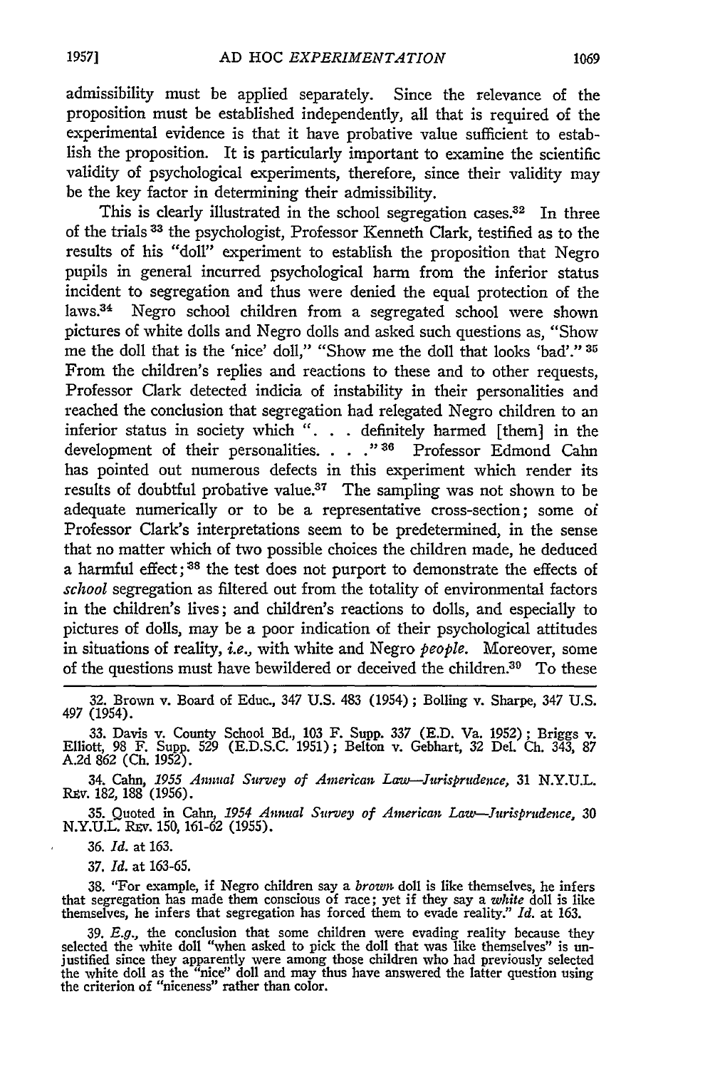admissibility must be applied separately. Since the relevance of the proposition must be established independently, all that is required of the experimental evidence is that it have probative value sufficient to establish the proposition. It is particularly important to examine the scientific validity of psychological experiments, therefore, since their validity may be the key factor in determining their admissibility.

This is clearly illustrated in the school segregation cases.[32] In three of the trials[33] the psychologist, Professor Kenneth Clark, testified as to the results of his "doll" experiment to establish the proposition that Negro pupils in general incurred psychological harm from the inferior status incident to segregation and thus were denied the equal protection of the laws.[34] Negro school children from a segregated school were shown pictures of white dolls and Negro dolls and asked such questions as, "Show me the doll that is the 'nice' doll," "Show me the doll that looks 'bad'."[35] From the children's replies and reactions to these and to other requests, Professor Clark detected indicia of instability in their personalities and reached the conclusion that segregation had relegated Negro children to an inferior status in society which ". . . definitely harmed [them] in the development of their personalities. . . ."[36] Professor Edmond Cahn has pointed out numerous defects in this experiment which render its results of doubtful probative value.[37] The sampling was not shown to be adequate numerically or to be a representative cross-section; some of Professor Clark's interpretations seem to be predetermined, in the sense that no matter which of two possible choices the children made, he deduced a harmful effect;[38] the test does not purport to demonstrate the effects of *school* segregation as filtered out from the totality of environmental factors in the children's lives; and children's reactions to dolls, and especially to pictures of dolls, may be a poor indication of their psychological attitudes in situations of reality, *i.e.*, with white and Negro *people*. Moreover, some of the questions must have bewildered or deceived the children.[39] To these

---

32. Brown v. Board of Educ., 347 U.S. 483 (1954); Bolling v. Sharpe, 347 U.S. 497 (1954).

33. Davis v. County School Bd., 103 F. Supp. 337 (E.D. Va. 1952); Briggs v. Elliott, 98 F. Supp. 529 (E.D.S.C. 1951); Belton v. Gebhart, 32 Del. Ch. 343, 87 A.2d 862 (Ch. 1952).

34. Cahn, *1955 Annual Survey of American Law—Jurisprudence*, 31 N.Y.U.L. Rev. 182, 188 (1956).

35. Quoted in Cahn, *1954 Annual Survey of American Law—Jurisprudence*, 30 N.Y.U.L. Rev. 150, 161-62 (1955).

36. *Id.* at 163.

37. *Id.* at 163-65.

38. "For example, if Negro children say a *brown* doll is like themselves, he infers that segregation has made them conscious of race; yet if they say a *white* doll is like themselves, he infers that segregation has forced them to evade reality." *Id.* at 163.

39. *E.g.*, the conclusion that some children were evading reality because they selected the white doll "when asked to pick the doll that was like themselves" is unjustified since they apparently were among those children who had previously selected the white doll as the "nice" doll and may thus have answered the latter question using the criterion of "niceness" rather than color.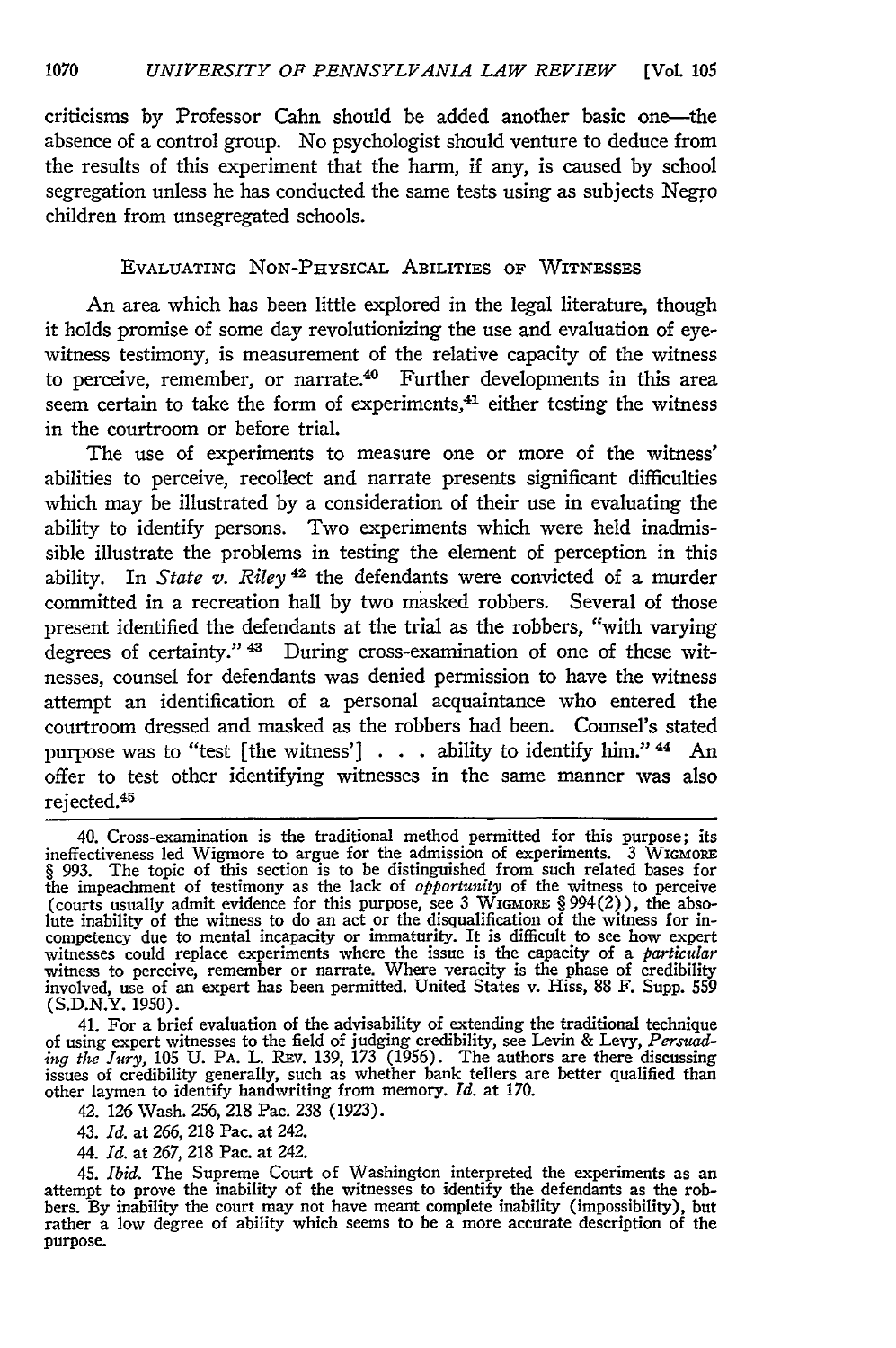criticisms by Professor Cahn should be added another basic one—the absence of a control group. No psychologist should venture to deduce from the results of this experiment that the harm, if any, is caused by school segregation unless he has conducted the same tests using as subjects Negro children from unsegregated schools.

## EVALUATING NON-PHYSICAL ABILITIES OF WITNESSES

An area which has been little explored in the legal literature, though it holds promise of some day revolutionizing the use and evaluation of eyewitness testimony, is measurement of the relative capacity of the witness to perceive, remember, or narrate.[40] Further developments in this area seem certain to take the form of experiments,[41] either testing the witness in the courtroom or before trial.

The use of experiments to measure one or more of the witness' abilities to perceive, recollect and narrate presents significant difficulties which may be illustrated by a consideration of their use in evaluating the ability to identify persons. Two experiments which were held inadmissible illustrate the problems in testing the element of perception in this ability. In *State v. Riley*[42] the defendants were convicted of a murder committed in a recreation hall by two masked robbers. Several of those present identified the defendants at the trial as the robbers, "with varying degrees of certainty."[43] During cross-examination of one of these witnesses, counsel for defendants was denied permission to have the witness attempt an identification of a personal acquaintance who entered the courtroom dressed and masked as the robbers had been. Counsel's stated purpose was to "test [the witness'] . . . ability to identify him."[44] An offer to test other identifying witnesses in the same manner was also rejected.[45]

---

40. Cross-examination is the traditional method permitted for this purpose; its ineffectiveness led Wigmore to argue for the admission of experiments. 3 WIGMORE § 993. The topic of this section is to be distinguished from such related bases for the impeachment of testimony as the lack of *opportunity* of the witness to perceive (courts usually admit evidence for this purpose, see 3 WIGMORE § 994(2)), the absolute inability of the witness to do an act or the disqualification of the witness for incompetency due to mental incapacity or immaturity. It is difficult to see how expert witnesses could replace experiments where the issue is the capacity of a *particular* witness to perceive, remember or narrate. Where veracity is the phase of credibility involved, use of an expert has been permitted. United States v. Hiss, 88 F. Supp. 559 (S.D.N.Y. 1950).

41. For a brief evaluation of the advisability of extending the traditional technique of using expert witnesses to the field of judging credibility, see Levin & Levy, *Persuading the Jury*, 105 U. PA. L. REV. 139, 173 (1956). The authors are there discussing issues of credibility generally, such as whether bank tellers are better qualified than other laymen to identify handwriting from memory. *Id.* at 170.

42. 126 Wash. 256, 218 Pac. 238 (1923).

43. *Id.* at 266, 218 Pac. at 242.

44. *Id.* at 267, 218 Pac. at 242.

45. *Ibid.* The Supreme Court of Washington interpreted the experiments as an attempt to prove the inability of the witnesses to identify the defendants as the robbers. By inability the court may not have meant complete inability (impossibility), but rather a low degree of ability which seems to be a more accurate description of the purpose.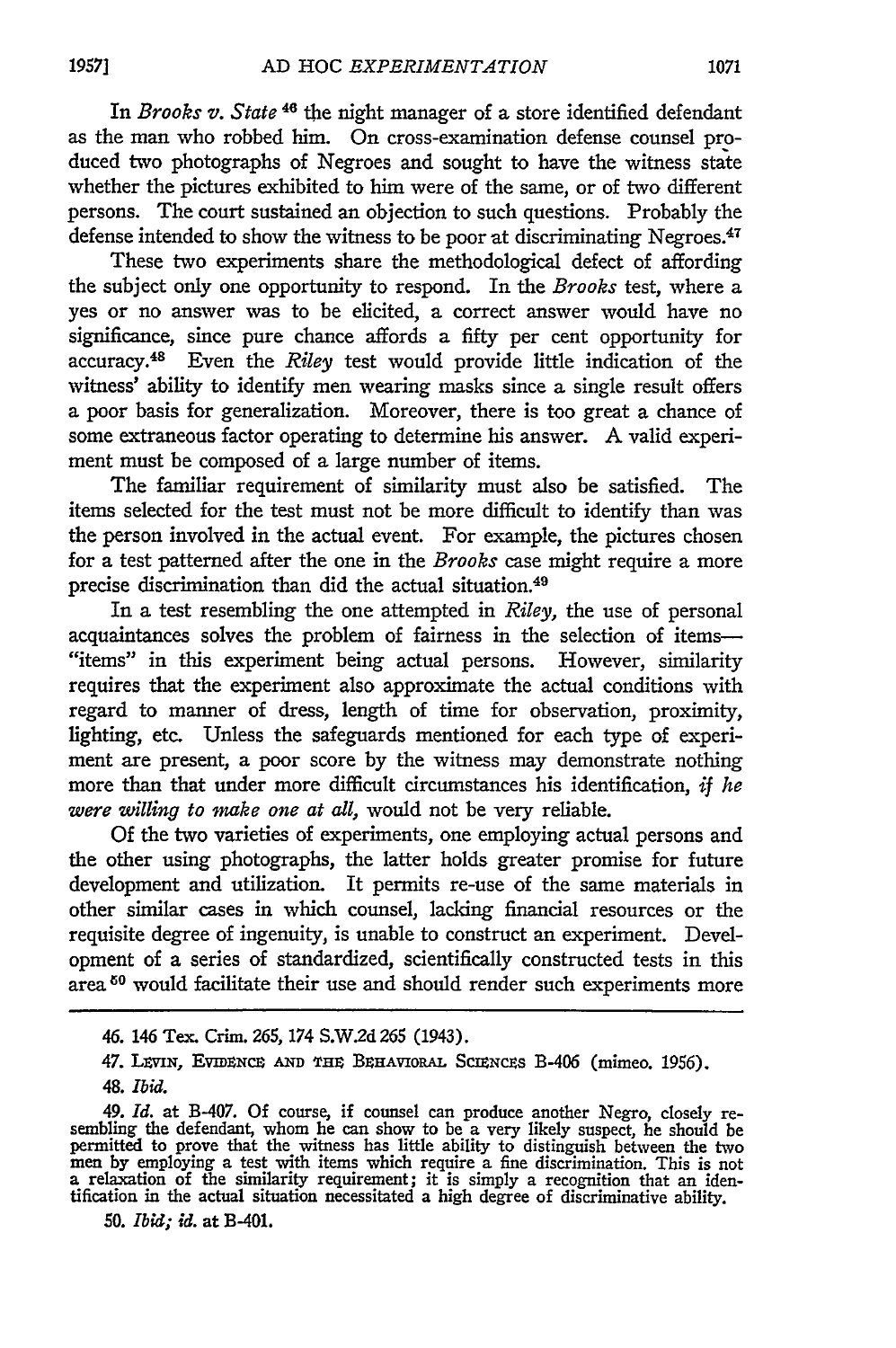In *Brooks v. State* [46] the night manager of a store identified defendant as the man who robbed him. On cross-examination defense counsel produced two photographs of Negroes and sought to have the witness state whether the pictures exhibited to him were of the same, or of two different persons. The court sustained an objection to such questions. Probably the defense intended to show the witness to be poor at discriminating Negroes.[47]

These two experiments share the methodological defect of affording the subject only one opportunity to respond. In the *Brooks* test, where a yes or no answer was to be elicited, a correct answer would have no significance, since pure chance affords a fifty per cent opportunity for accuracy.[48] Even the *Riley* test would provide little indication of the witness' ability to identify men wearing masks since a single result offers a poor basis for generalization. Moreover, there is too great a chance of some extraneous factor operating to determine his answer. A valid experiment must be composed of a large number of items.

The familiar requirement of similarity must also be satisfied. The items selected for the test must not be more difficult to identify than was the person involved in the actual event. For example, the pictures chosen for a test patterned after the one in the *Brooks* case might require a more precise discrimination than did the actual situation.[49]

In a test resembling the one attempted in *Riley*, the use of personal acquaintances solves the problem of fairness in the selection of items—"items" in this experiment being actual persons. However, similarity requires that the experiment also approximate the actual conditions with regard to manner of dress, length of time for observation, proximity, lighting, etc. Unless the safeguards mentioned for each type of experiment are present, a poor score by the witness may demonstrate nothing more than that under more difficult circumstances his identification, *if he were willing to make one at all*, would not be very reliable.

Of the two varieties of experiments, one employing actual persons and the other using photographs, the latter holds greater promise for future development and utilization. It permits re-use of the same materials in other similar cases in which counsel, lacking financial resources or the requisite degree of ingenuity, is unable to construct an experiment. Development of a series of standardized, scientifically constructed tests in this area [50] would facilitate their use and should render such experiments more

---

46. 146 Tex. Crim. 265, 174 S.W.2d 265 (1943).

47. LEVIN, EVIDENCE AND THE BEHAVIORAL SCIENCES B-406 (mimeo. 1956).

48. *Ibid.*

49. *Id.* at B-407. Of course, if counsel can produce another Negro, closely resembling the defendant, whom he can show to be a very likely suspect, he should be permitted to prove that the witness has little ability to distinguish between the two men by employing a test with items which require a fine discrimination. This is not a relaxation of the similarity requirement; it is simply a recognition that an identification in the actual situation necessitated a high degree of discriminative ability.

50. *Ibid; id.* at B-401.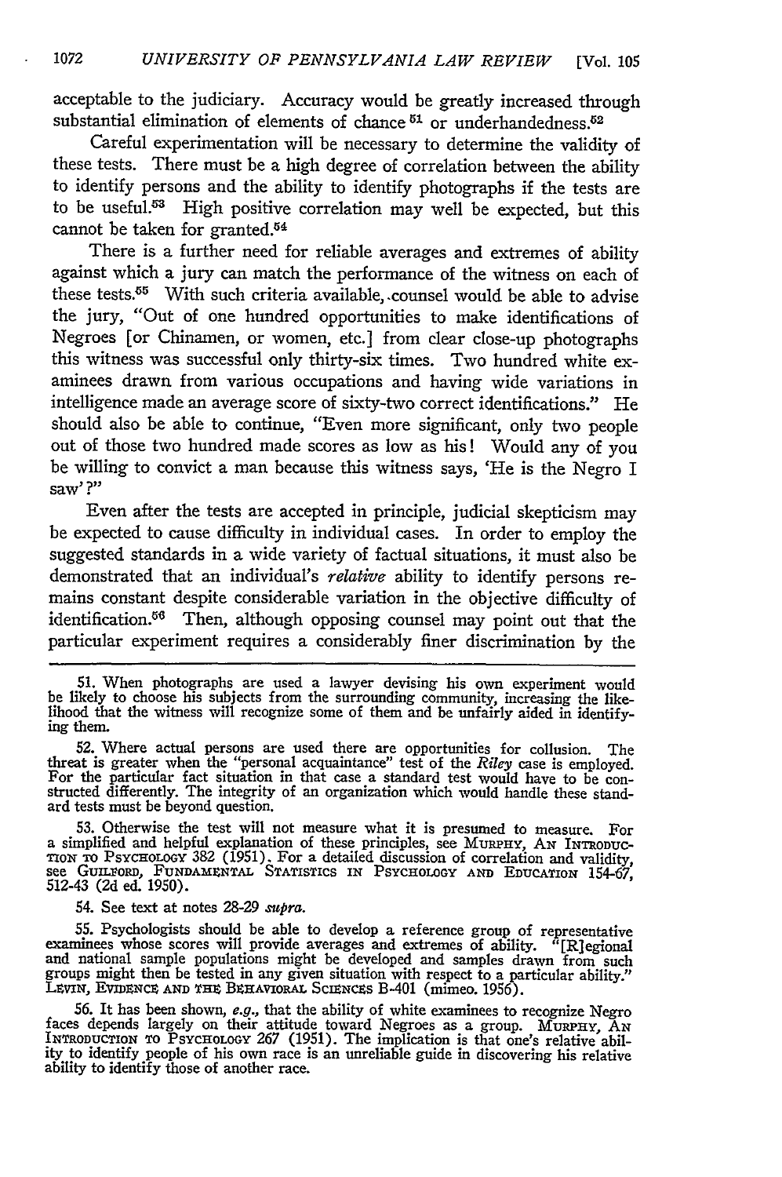acceptable to the judiciary. Accuracy would be greatly increased through substantial elimination of elements of chance[51] or underhandedness.[52]

Careful experimentation will be necessary to determine the validity of these tests. There must be a high degree of correlation between the ability to identify persons and the ability to identify photographs if the tests are to be useful.[53] High positive correlation may well be expected, but this cannot be taken for granted.[54]

There is a further need for reliable averages and extremes of ability against which a jury can match the performance of the witness on each of these tests.[55] With such criteria available, counsel would be able to advise the jury, "Out of one hundred opportunities to make identifications of Negroes [or Chinamen, or women, etc.] from clear close-up photographs this witness was successful only thirty-six times. Two hundred white examinees drawn from various occupations and having wide variations in intelligence made an average score of sixty-two correct identifications." He should also be able to continue, "Even more significant, only two people out of those two hundred made scores as low as his! Would any of you be willing to convict a man because this witness says, 'He is the Negro I saw'?"

Even after the tests are accepted in principle, judicial skepticism may be expected to cause difficulty in individual cases. In order to employ the suggested standards in a wide variety of factual situations, it must also be demonstrated that an individual's *relative* ability to identify persons remains constant despite considerable variation in the objective difficulty of identification.[56] Then, although opposing counsel may point out that the particular experiment requires a considerably finer discrimination by the

---

51. When photographs are used a lawyer devising his own experiment would be likely to choose his subjects from the surrounding community, increasing the likelihood that the witness will recognize some of them and be unfairly aided in identifying them.

52. Where actual persons are used there are opportunities for collusion. The threat is greater when the "personal acquaintance" test of the *Riley* case is employed. For the particular fact situation in that case a standard test would have to be constructed differently. The integrity of an organization which would handle these standard tests must be beyond question.

53. Otherwise the test will not measure what it is presumed to measure. For a simplified and helpful explanation of these principles, see MURPHY, AN INTRODUCTION TO PSYCHOLOGY 382 (1951). For a detailed discussion of correlation and validity, see GUILFORD, FUNDAMENTAL STATISTICS IN PSYCHOLOGY AND EDUCATION 154-67, 512-43 (2d ed. 1950).

54. See text at notes 28-29 *supra*.

55. Psychologists should be able to develop a reference group of representative examinees whose scores will provide averages and extremes of ability. "[R]egional and national sample populations might be developed and samples drawn from such groups might then be tested in any given situation with respect to a particular ability." LEVIN, EVIDENCE AND THE BEHAVIORAL SCIENCES B-401 (mimeo. 1956).

56. It has been shown, *e.g.*, that the ability of white examinees to recognize Negro faces depends largely on their attitude toward Negroes as a group. MURPHY, AN INTRODUCTION TO PSYCHOLOGY 267 (1951). The implication is that one's relative ability to identify people of his own race is an unreliable guide in discovering his relative ability to identify those of another race.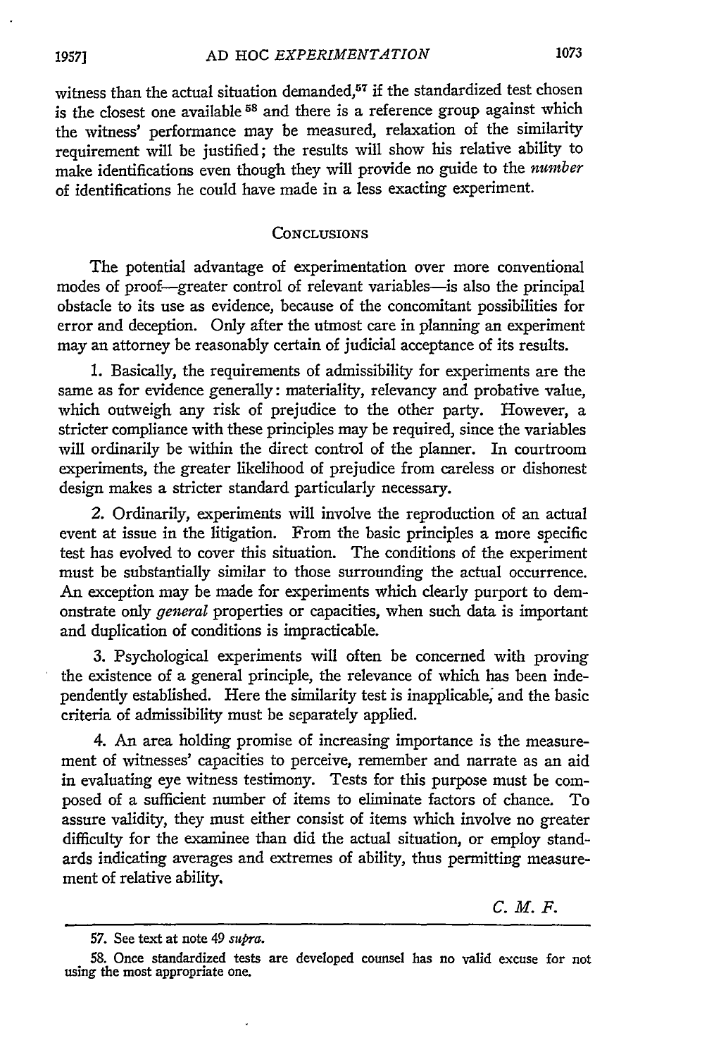witness than the actual situation demanded,[57] if the standardized test chosen is the closest one available [58] and there is a reference group against which the witness' performance may be measured, relaxation of the similarity requirement will be justified; the results will show his relative ability to make identifications even though they will provide no guide to the *number* of identifications he could have made in a less exacting experiment.

## CONCLUSIONS

The potential advantage of experimentation over more conventional modes of proof—greater control of relevant variables—is also the principal obstacle to its use as evidence, because of the concomitant possibilities for error and deception. Only after the utmost care in planning an experiment may an attorney be reasonably certain of judicial acceptance of its results.

1. Basically, the requirements of admissibility for experiments are the same as for evidence generally: materiality, relevancy and probative value, which outweigh any risk of prejudice to the other party. However, a stricter compliance with these principles may be required, since the variables will ordinarily be within the direct control of the planner. In courtroom experiments, the greater likelihood of prejudice from careless or dishonest design makes a stricter standard particularly necessary.

2. Ordinarily, experiments will involve the reproduction of an actual event at issue in the litigation. From the basic principles a more specific test has evolved to cover this situation. The conditions of the experiment must be substantially similar to those surrounding the actual occurrence. An exception may be made for experiments which clearly purport to demonstrate only *general* properties or capacities, when such data is important and duplication of conditions is impracticable.

3. Psychological experiments will often be concerned with proving the existence of a general principle, the relevance of which has been independently established. Here the similarity test is inapplicable, and the basic criteria of admissibility must be separately applied.

4. An area holding promise of increasing importance is the measurement of witnesses' capacities to perceive, remember and narrate as an aid in evaluating eye witness testimony. Tests for this purpose must be composed of a sufficient number of items to eliminate factors of chance. To assure validity, they must either consist of items which involve no greater difficulty for the examinee than did the actual situation, or employ standards indicating averages and extremes of ability, thus permitting measurement of relative ability.

*C. M. F.*

---

57. See text at note 49 *supra.*

58. Once standardized tests are developed counsel has no valid excuse for not using the most appropriate one.